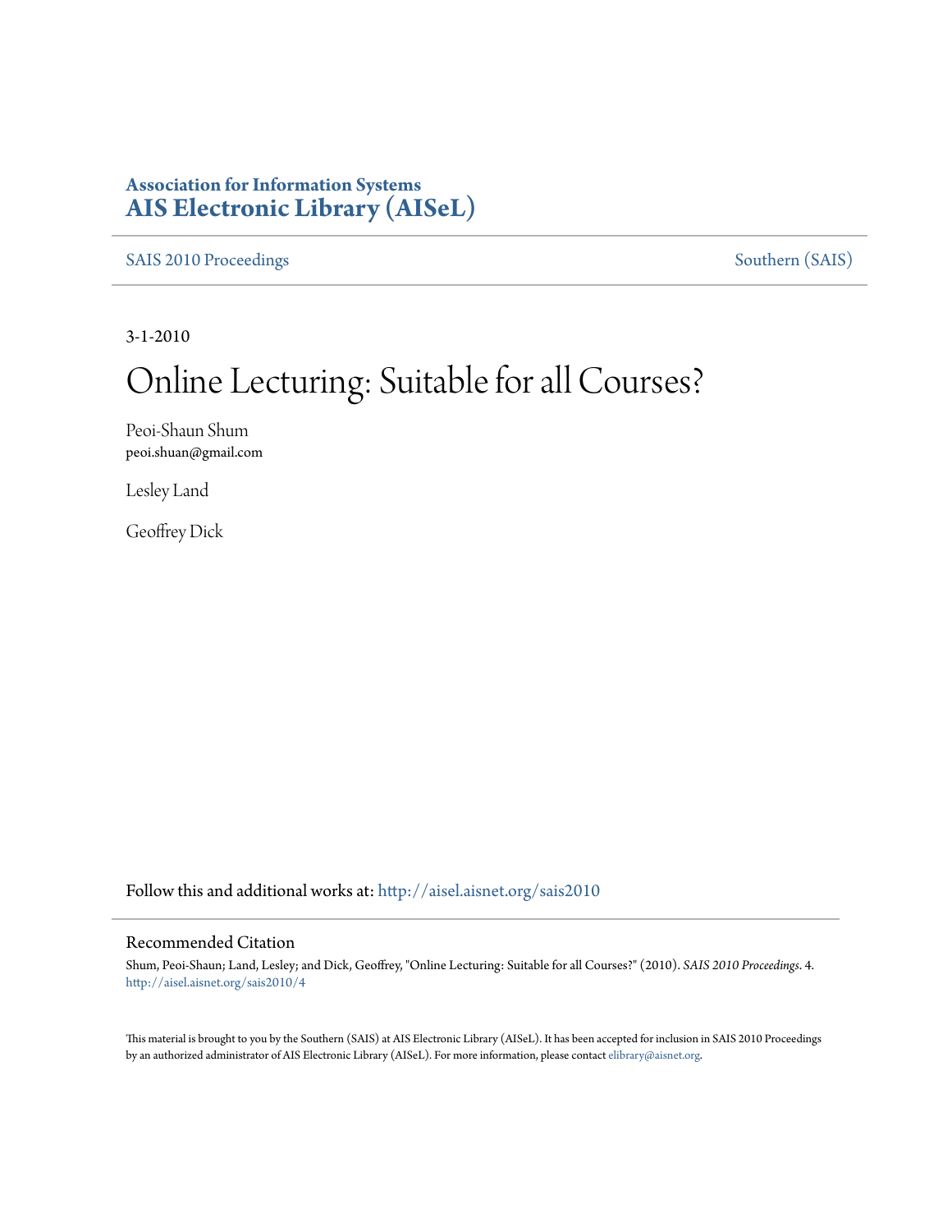**Association for Information Systems**
**AIS Electronic Library (AISeL)**

SAIS 2010 Proceedings | Southern (SAIS)

3-1-2010

# Online Lecturing: Suitable for all Courses?

Peoi-Shaun Shum
peoi.shuan@gmail.com

Lesley Land

Geoffrey Dick

Follow this and additional works at: http://aisel.aisnet.org/sais2010

## Recommended Citation

Shum, Peoi-Shaun; Land, Lesley; and Dick, Geoffrey, "Online Lecturing: Suitable for all Courses?" (2010). *SAIS 2010 Proceedings*. 4.
http://aisel.aisnet.org/sais2010/4

This material is brought to you by the Southern (SAIS) at AIS Electronic Library (AISeL). It has been accepted for inclusion in SAIS 2010 Proceedings by an authorized administrator of AIS Electronic Library (AISeL). For more information, please contact elibrary@aisnet.org.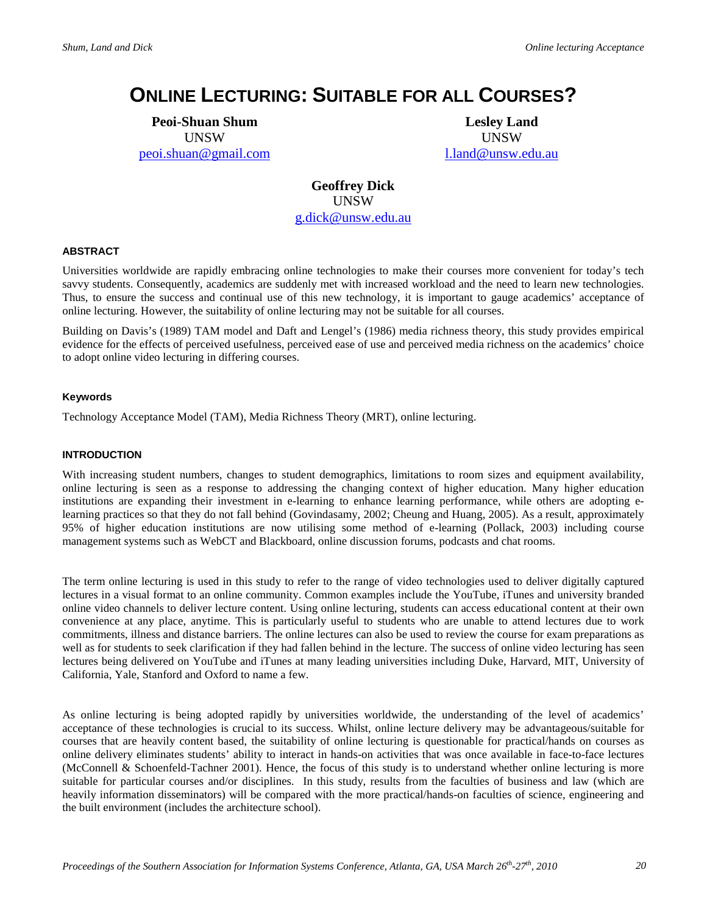# ONLINE LECTURING: SUITABLE FOR ALL COURSES?

**Peoi-Shuan Shum**
UNSW
peoi.shuan@gmail.com

**Lesley Land**
UNSW
l.land@unsw.edu.au

**Geoffrey Dick**
UNSW
g.dick@unsw.edu.au

### ABSTRACT

Universities worldwide are rapidly embracing online technologies to make their courses more convenient for today's tech savvy students. Consequently, academics are suddenly met with increased workload and the need to learn new technologies. Thus, to ensure the success and continual use of this new technology, it is important to gauge academics' acceptance of online lecturing. However, the suitability of online lecturing may not be suitable for all courses.

Building on Davis's (1989) TAM model and Daft and Lengel's (1986) media richness theory, this study provides empirical evidence for the effects of perceived usefulness, perceived ease of use and perceived media richness on the academics' choice to adopt online video lecturing in differing courses.

### Keywords

Technology Acceptance Model (TAM), Media Richness Theory (MRT), online lecturing.

### INTRODUCTION

With increasing student numbers, changes to student demographics, limitations to room sizes and equipment availability, online lecturing is seen as a response to addressing the changing context of higher education. Many higher education institutions are expanding their investment in e-learning to enhance learning performance, while others are adopting e-learning practices so that they do not fall behind (Govindasamy, 2002; Cheung and Huang, 2005). As a result, approximately 95% of higher education institutions are now utilising some method of e-learning (Pollack, 2003) including course management systems such as WebCT and Blackboard, online discussion forums, podcasts and chat rooms.

The term online lecturing is used in this study to refer to the range of video technologies used to deliver digitally captured lectures in a visual format to an online community. Common examples include the YouTube, iTunes and university branded online video channels to deliver lecture content. Using online lecturing, students can access educational content at their own convenience at any place, anytime. This is particularly useful to students who are unable to attend lectures due to work commitments, illness and distance barriers. The online lectures can also be used to review the course for exam preparations as well as for students to seek clarification if they had fallen behind in the lecture. The success of online video lecturing has seen lectures being delivered on YouTube and iTunes at many leading universities including Duke, Harvard, MIT, University of California, Yale, Stanford and Oxford to name a few.

As online lecturing is being adopted rapidly by universities worldwide, the understanding of the level of academics' acceptance of these technologies is crucial to its success. Whilst, online lecture delivery may be advantageous/suitable for courses that are heavily content based, the suitability of online lecturing is questionable for practical/hands on courses as online delivery eliminates students' ability to interact in hands-on activities that was once available in face-to-face lectures (McConnell & Schoenfeld-Tachner 2001). Hence, the focus of this study is to understand whether online lecturing is more suitable for particular courses and/or disciplines. In this study, results from the faculties of business and law (which are heavily information disseminators) will be compared with the more practical/hands-on faculties of science, engineering and the built environment (includes the architecture school).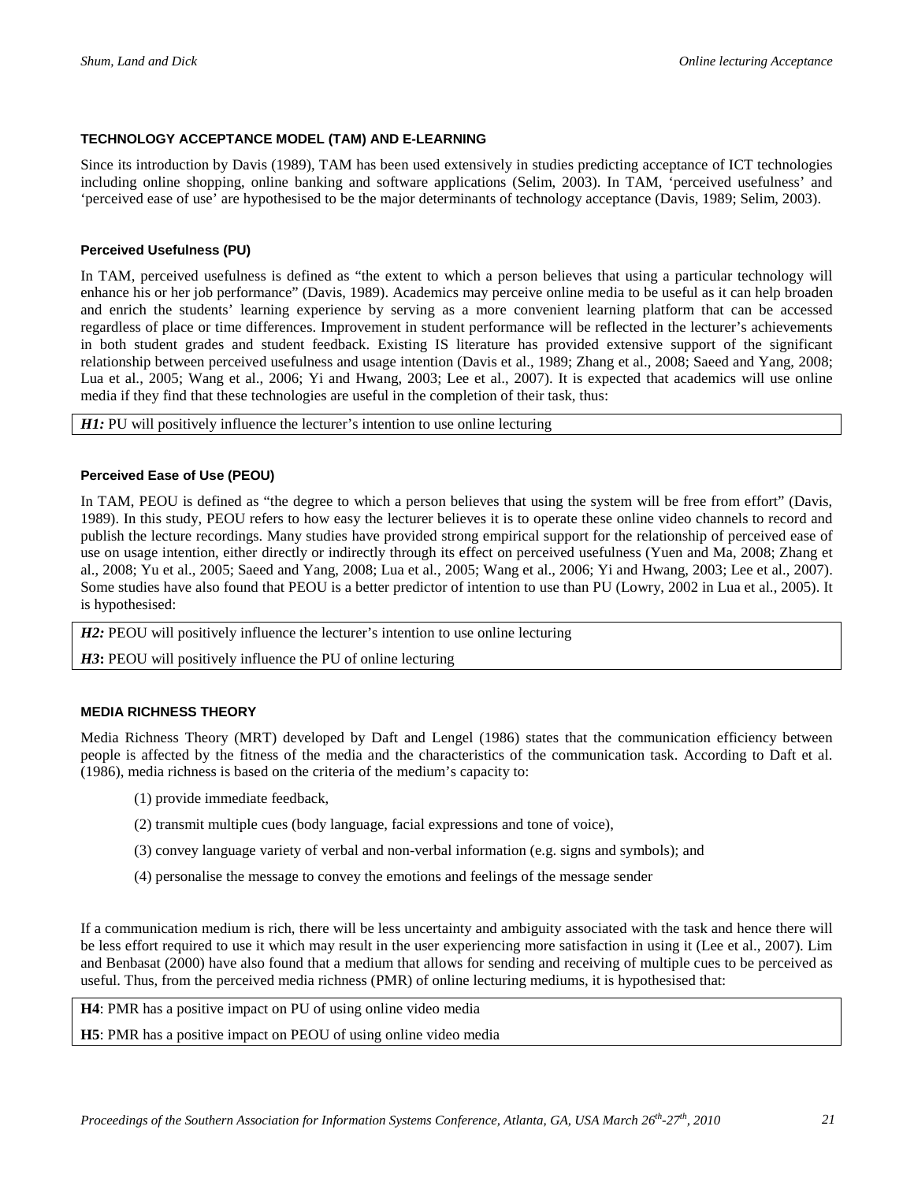## TECHNOLOGY ACCEPTANCE MODEL (TAM) AND E-LEARNING

Since its introduction by Davis (1989), TAM has been used extensively in studies predicting acceptance of ICT technologies including online shopping, online banking and software applications (Selim, 2003). In TAM, 'perceived usefulness' and 'perceived ease of use' are hypothesised to be the major determinants of technology acceptance (Davis, 1989; Selim, 2003).

### Perceived Usefulness (PU)

In TAM, perceived usefulness is defined as "the extent to which a person believes that using a particular technology will enhance his or her job performance" (Davis, 1989). Academics may perceive online media to be useful as it can help broaden and enrich the students' learning experience by serving as a more convenient learning platform that can be accessed regardless of place or time differences. Improvement in student performance will be reflected in the lecturer's achievements in both student grades and student feedback. Existing IS literature has provided extensive support of the significant relationship between perceived usefulness and usage intention (Davis et al., 1989; Zhang et al., 2008; Saeed and Yang, 2008; Lua et al., 2005; Wang et al., 2006; Yi and Hwang, 2003; Lee et al., 2007). It is expected that academics will use online media if they find that these technologies are useful in the completion of their task, thus:

***H1:*** PU will positively influence the lecturer's intention to use online lecturing

### Perceived Ease of Use (PEOU)

In TAM, PEOU is defined as "the degree to which a person believes that using the system will be free from effort" (Davis, 1989). In this study, PEOU refers to how easy the lecturer believes it is to operate these online video channels to record and publish the lecture recordings. Many studies have provided strong empirical support for the relationship of perceived ease of use on usage intention, either directly or indirectly through its effect on perceived usefulness (Yuen and Ma, 2008; Zhang et al., 2008; Yu et al., 2005; Saeed and Yang, 2008; Lua et al., 2005; Wang et al., 2006; Yi and Hwang, 2003; Lee et al., 2007). Some studies have also found that PEOU is a better predictor of intention to use than PU (Lowry, 2002 in Lua et al., 2005). It is hypothesised:

***H2:*** PEOU will positively influence the lecturer's intention to use online lecturing

***H3*:** PEOU will positively influence the PU of online lecturing

## MEDIA RICHNESS THEORY

Media Richness Theory (MRT) developed by Daft and Lengel (1986) states that the communication efficiency between people is affected by the fitness of the media and the characteristics of the communication task. According to Daft et al. (1986), media richness is based on the criteria of the medium's capacity to:

(1) provide immediate feedback,

(2) transmit multiple cues (body language, facial expressions and tone of voice),

(3) convey language variety of verbal and non-verbal information (e.g. signs and symbols); and

(4) personalise the message to convey the emotions and feelings of the message sender

If a communication medium is rich, there will be less uncertainty and ambiguity associated with the task and hence there will be less effort required to use it which may result in the user experiencing more satisfaction in using it (Lee et al., 2007). Lim and Benbasat (2000) have also found that a medium that allows for sending and receiving of multiple cues to be perceived as useful. Thus, from the perceived media richness (PMR) of online lecturing mediums, it is hypothesised that:

**H4**: PMR has a positive impact on PU of using online video media

**H5**: PMR has a positive impact on PEOU of using online video media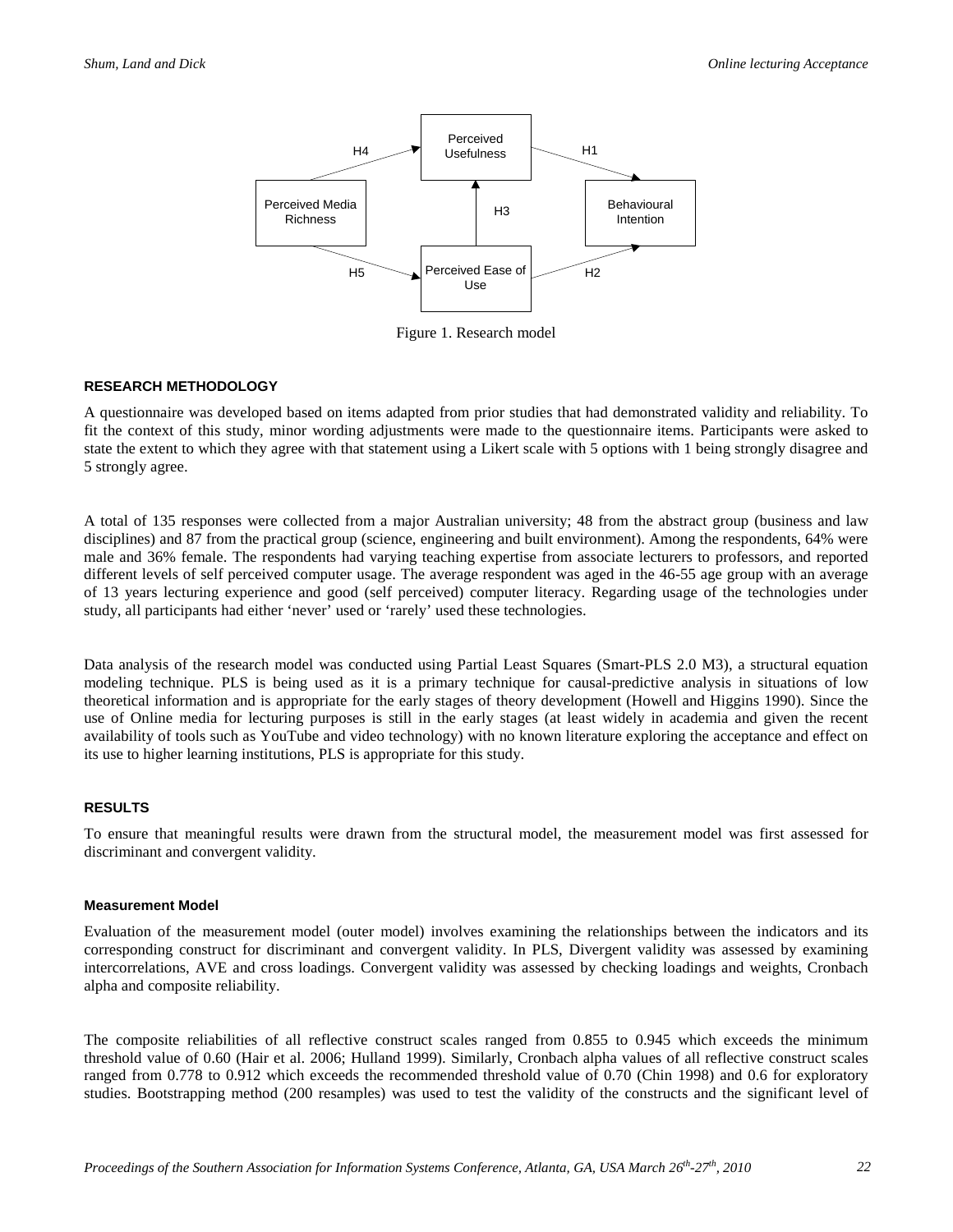Figure 1. Research model

### RESEARCH METHODOLOGY

A questionnaire was developed based on items adapted from prior studies that had demonstrated validity and reliability. To fit the context of this study, minor wording adjustments were made to the questionnaire items. Participants were asked to state the extent to which they agree with that statement using a Likert scale with 5 options with 1 being strongly disagree and 5 strongly agree.

A total of 135 responses were collected from a major Australian university; 48 from the abstract group (business and law disciplines) and 87 from the practical group (science, engineering and built environment). Among the respondents, 64% were male and 36% female. The respondents had varying teaching expertise from associate lecturers to professors, and reported different levels of self perceived computer usage. The average respondent was aged in the 46-55 age group with an average of 13 years lecturing experience and good (self perceived) computer literacy. Regarding usage of the technologies under study, all participants had either 'never' used or 'rarely' used these technologies.

Data analysis of the research model was conducted using Partial Least Squares (Smart-PLS 2.0 M3), a structural equation modeling technique. PLS is being used as it is a primary technique for causal-predictive analysis in situations of low theoretical information and is appropriate for the early stages of theory development (Howell and Higgins 1990). Since the use of Online media for lecturing purposes is still in the early stages (at least widely in academia and given the recent availability of tools such as YouTube and video technology) with no known literature exploring the acceptance and effect on its use to higher learning institutions, PLS is appropriate for this study.

### RESULTS

To ensure that meaningful results were drawn from the structural model, the measurement model was first assessed for discriminant and convergent validity.

#### Measurement Model

Evaluation of the measurement model (outer model) involves examining the relationships between the indicators and its corresponding construct for discriminant and convergent validity. In PLS, Divergent validity was assessed by examining intercorrelations, AVE and cross loadings. Convergent validity was assessed by checking loadings and weights, Cronbach alpha and composite reliability.

The composite reliabilities of all reflective construct scales ranged from 0.855 to 0.945 which exceeds the minimum threshold value of 0.60 (Hair et al. 2006; Hulland 1999). Similarly, Cronbach alpha values of all reflective construct scales ranged from 0.778 to 0.912 which exceeds the recommended threshold value of 0.70 (Chin 1998) and 0.6 for exploratory studies. Bootstrapping method (200 resamples) was used to test the validity of the constructs and the significant level of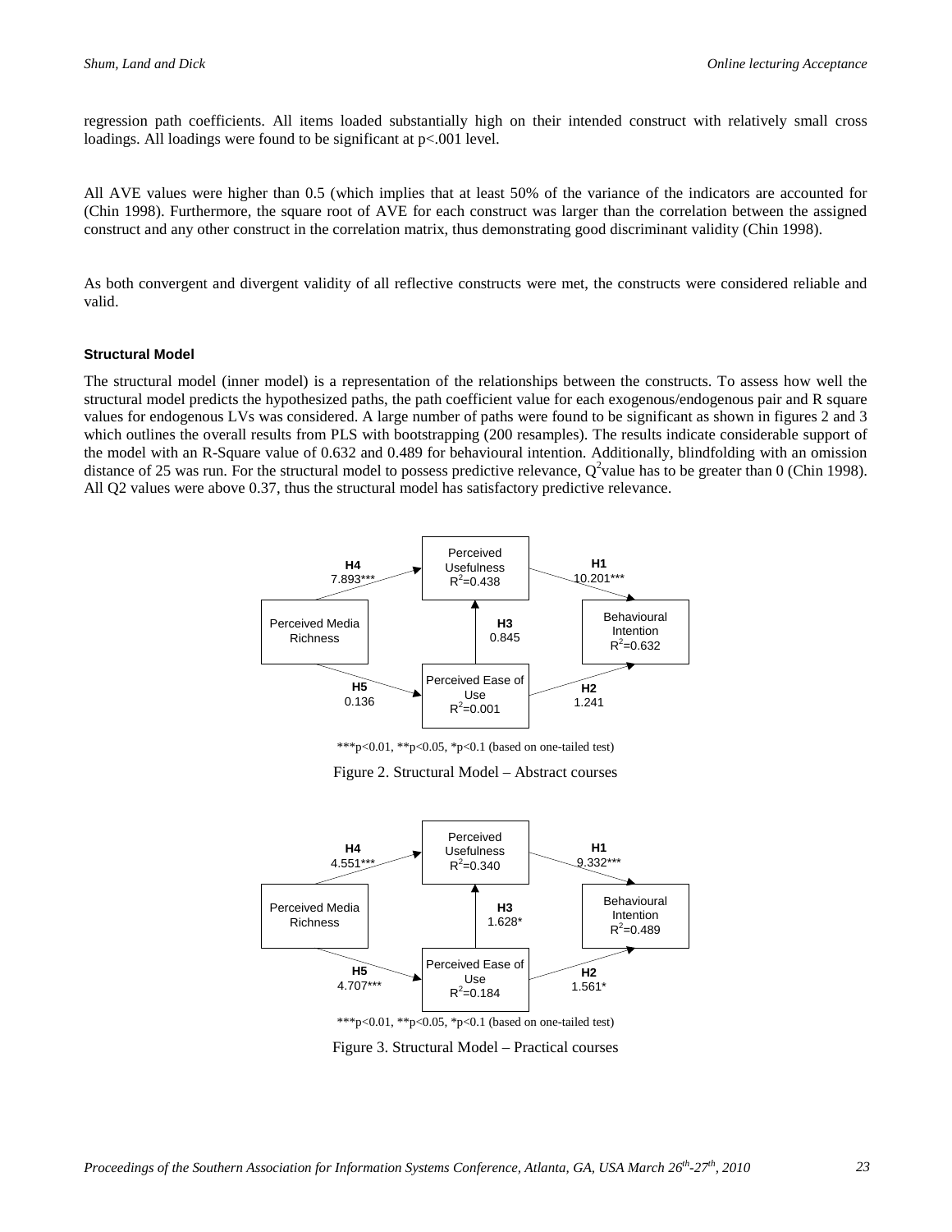regression path coefficients. All items loaded substantially high on their intended construct with relatively small cross loadings. All loadings were found to be significant at $p<.001$ level.

All AVE values were higher than 0.5 (which implies that at least 50% of the variance of the indicators are accounted for (Chin 1998). Furthermore, the square root of AVE for each construct was larger than the correlation between the assigned construct and any other construct in the correlation matrix, thus demonstrating good discriminant validity (Chin 1998).

As both convergent and divergent validity of all reflective constructs were met, the constructs were considered reliable and valid.

#### Structural Model

The structural model (inner model) is a representation of the relationships between the constructs. To assess how well the structural model predicts the hypothesized paths, the path coefficient value for each exogenous/endogenous pair and R square values for endogenous LVs was considered. A large number of paths were found to be significant as shown in figures 2 and 3 which outlines the overall results from PLS with bootstrapping (200 resamples). The results indicate considerable support of the model with an R-Square value of 0.632 and 0.489 for behavioural intention. Additionally, blindfolding with an omission distance of 25 was run. For the structural model to possess predictive relevance, $Q^2$value has to be greater than 0 (Chin 1998). All Q2 values were above 0.37, thus the structural model has satisfactory predictive relevance.

Perceived Media Richness → Perceived Usefulness ($R^2$=0.438): **H4** 7.893***
Perceived Usefulness → Behavioural Intention ($R^2$=0.632): **H1** 10.201***
Perceived Ease of Use ($R^2$=0.001) → Perceived Usefulness: **H3** 0.845
Perceived Media Richness → Perceived Ease of Use: **H5** 0.136
Perceived Ease of Use → Behavioural Intention: **H2** 1.241

***p<0.01, **p<0.05, *p<0.1 (based on one-tailed test)

Figure 2. Structural Model – Abstract courses

Perceived Media Richness → Perceived Usefulness ($R^2$=0.340): **H4** 4.551***
Perceived Usefulness → Behavioural Intention ($R^2$=0.489): **H1** 9.332***
Perceived Ease of Use ($R^2$=0.184) → Perceived Usefulness: **H3** 1.628*
Perceived Media Richness → Perceived Ease of Use: **H5** 4.707***
Perceived Ease of Use → Behavioural Intention: **H2** 1.561*

***p<0.01, **p<0.05, *p<0.1 (based on one-tailed test)

Figure 3. Structural Model – Practical courses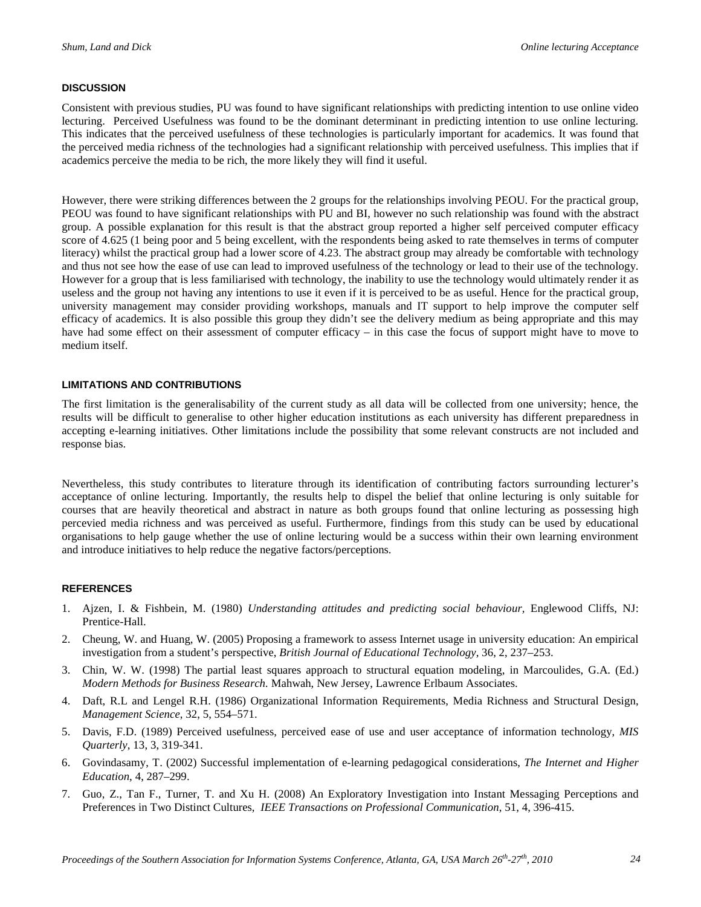## DISCUSSION

Consistent with previous studies, PU was found to have significant relationships with predicting intention to use online video lecturing. Perceived Usefulness was found to be the dominant determinant in predicting intention to use online lecturing. This indicates that the perceived usefulness of these technologies is particularly important for academics. It was found that the perceived media richness of the technologies had a significant relationship with perceived usefulness. This implies that if academics perceive the media to be rich, the more likely they will find it useful.

However, there were striking differences between the 2 groups for the relationships involving PEOU. For the practical group, PEOU was found to have significant relationships with PU and BI, however no such relationship was found with the abstract group. A possible explanation for this result is that the abstract group reported a higher self perceived computer efficacy score of 4.625 (1 being poor and 5 being excellent, with the respondents being asked to rate themselves in terms of computer literacy) whilst the practical group had a lower score of 4.23. The abstract group may already be comfortable with technology and thus not see how the ease of use can lead to improved usefulness of the technology or lead to their use of the technology. However for a group that is less familiarised with technology, the inability to use the technology would ultimately render it as useless and the group not having any intentions to use it even if it is perceived to be as useful. Hence for the practical group, university management may consider providing workshops, manuals and IT support to help improve the computer self efficacy of academics. It is also possible this group they didn't see the delivery medium as being appropriate and this may have had some effect on their assessment of computer efficacy – in this case the focus of support might have to move to medium itself.

## LIMITATIONS AND CONTRIBUTIONS

The first limitation is the generalisability of the current study as all data will be collected from one university; hence, the results will be difficult to generalise to other higher education institutions as each university has different preparedness in accepting e-learning initiatives. Other limitations include the possibility that some relevant constructs are not included and response bias.

Nevertheless, this study contributes to literature through its identification of contributing factors surrounding lecturer's acceptance of online lecturing. Importantly, the results help to dispel the belief that online lecturing is only suitable for courses that are heavily theoretical and abstract in nature as both groups found that online lecturing as possessing high percevied media richness and was perceived as useful. Furthermore, findings from this study can be used by educational organisations to help gauge whether the use of online lecturing would be a success within their own learning environment and introduce initiatives to help reduce the negative factors/perceptions.

## REFERENCES

1. Ajzen, I. & Fishbein, M. (1980) *Understanding attitudes and predicting social behaviour*, Englewood Cliffs, NJ: Prentice-Hall.
2. Cheung, W. and Huang, W. (2005) Proposing a framework to assess Internet usage in university education: An empirical investigation from a student's perspective, *British Journal of Educational Technology*, 36, 2, 237–253.
3. Chin, W. W. (1998) The partial least squares approach to structural equation modeling, in Marcoulides, G.A. (Ed.) *Modern Methods for Business Research*. Mahwah, New Jersey, Lawrence Erlbaum Associates.
4. Daft, R.L and Lengel R.H. (1986) Organizational Information Requirements, Media Richness and Structural Design, *Management Science*, 32, 5, 554–571.
5. Davis, F.D. (1989) Perceived usefulness, perceived ease of use and user acceptance of information technology, *MIS Quarterly*, 13, 3, 319-341.
6. Govindasamy, T. (2002) Successful implementation of e-learning pedagogical considerations, *The Internet and Higher Education*, 4, 287–299.
7. Guo, Z., Tan F., Turner, T. and Xu H. (2008) An Exploratory Investigation into Instant Messaging Perceptions and Preferences in Two Distinct Cultures, *IEEE Transactions on Professional Communication*, 51, 4, 396-415.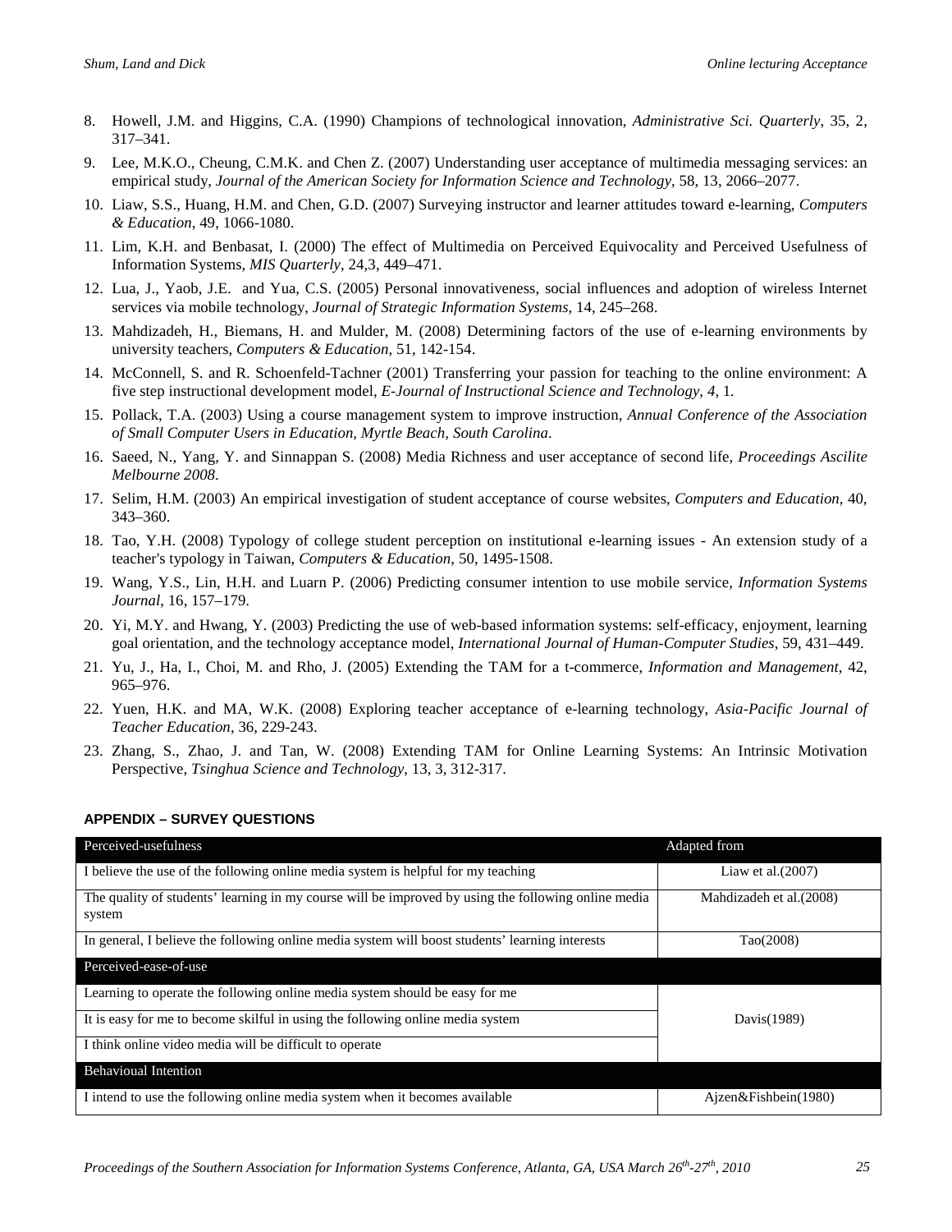8. Howell, J.M. and Higgins, C.A. (1990) Champions of technological innovation, *Administrative Sci. Quarterly*, 35, 2, 317–341.
9. Lee, M.K.O., Cheung, C.M.K. and Chen Z. (2007) Understanding user acceptance of multimedia messaging services: an empirical study, *Journal of the American Society for Information Science and Technology*, 58, 13, 2066–2077.
10. Liaw, S.S., Huang, H.M. and Chen, G.D. (2007) Surveying instructor and learner attitudes toward e-learning, *Computers & Education*, 49, 1066-1080.
11. Lim, K.H. and Benbasat, I. (2000) The effect of Multimedia on Perceived Equivocality and Perceived Usefulness of Information Systems, *MIS Quarterly*, 24,3, 449–471.
12. Lua, J., Yaob, J.E. and Yua, C.S. (2005) Personal innovativeness, social influences and adoption of wireless Internet services via mobile technology, *Journal of Strategic Information Systems*, 14, 245–268.
13. Mahdizadeh, H., Biemans, H. and Mulder, M. (2008) Determining factors of the use of e-learning environments by university teachers, *Computers & Education*, 51, 142-154.
14. McConnell, S. and R. Schoenfeld-Tachner (2001) Transferring your passion for teaching to the online environment: A five step instructional development model, *E-Journal of Instructional Science and Technology, 4*, 1.
15. Pollack, T.A. (2003) Using a course management system to improve instruction, *Annual Conference of the Association of Small Computer Users in Education, Myrtle Beach, South Carolina*.
16. Saeed, N., Yang, Y. and Sinnappan S. (2008) Media Richness and user acceptance of second life, *Proceedings Ascilite Melbourne 2008*.
17. Selim, H.M. (2003) An empirical investigation of student acceptance of course websites, *Computers and Education*, 40, 343–360.
18. Tao, Y.H. (2008) Typology of college student perception on institutional e-learning issues - An extension study of a teacher's typology in Taiwan, *Computers & Education*, 50, 1495-1508.
19. Wang, Y.S., Lin, H.H. and Luarn P. (2006) Predicting consumer intention to use mobile service, *Information Systems Journal*, 16, 157–179.
20. Yi, M.Y. and Hwang, Y. (2003) Predicting the use of web-based information systems: self-efficacy, enjoyment, learning goal orientation, and the technology acceptance model, *International Journal of Human-Computer Studies*, 59, 431–449.
21. Yu, J., Ha, I., Choi, M. and Rho, J. (2005) Extending the TAM for a t-commerce, *Information and Management*, 42, 965–976.
22. Yuen, H.K. and MA, W.K. (2008) Exploring teacher acceptance of e-learning technology, *Asia-Pacific Journal of Teacher Education*, 36, 229-243.
23. Zhang, S., Zhao, J. and Tan, W. (2008) Extending TAM for Online Learning Systems: An Intrinsic Motivation Perspective, *Tsinghua Science and Technology*, 13, 3, 312-317.

## APPENDIX – SURVEY QUESTIONS

| Perceived-usefulness | Adapted from |
|---|---|
| I believe the use of the following online media system is helpful for my teaching | Liaw et al.(2007) |
| The quality of students' learning in my course will be improved by using the following online media system | Mahdizadeh et al.(2008) |
| In general, I believe the following online media system will boost students' learning interests | Tao(2008) |
| **Perceived-ease-of-use** | |
| Learning to operate the following online media system should be easy for me | Davis(1989) |
| It is easy for me to become skilful in using the following online media system | |
| I think online video media will be difficult to operate | |
| **Behavioual Intention** | |
| I intend to use the following online media system when it becomes available | Ajzen&Fishbein(1980) |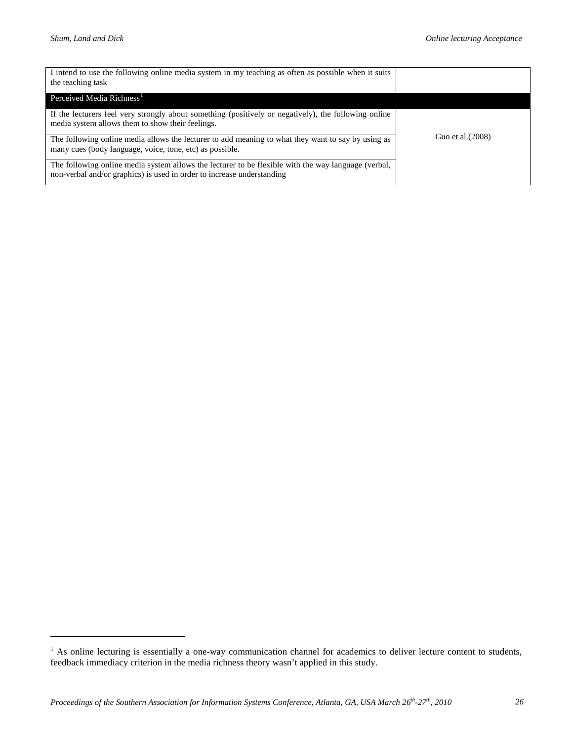| | |
|---|---|
| I intend to use the following online media system in my teaching as often as possible when it suits the teaching task | |
| Perceived Media Richness[1] | |
| If the lecturers feel very strongly about something (positively or negatively), the following online media system allows them to show their feelings. | Guo et al.(2008) |
| The following online media allows the lecturer to add meaning to what they want to say by using as many cues (body language, voice, tone, etc) as possible. | |
| The following online media system allows the lecturer to be flexible with the way language (verbal, non-verbal and/or graphics) is used in order to increase understanding | |

[1] As online lecturing is essentially a one-way communication channel for academics to deliver lecture content to students, feedback immediacy criterion in the media richness theory wasn't applied in this study.